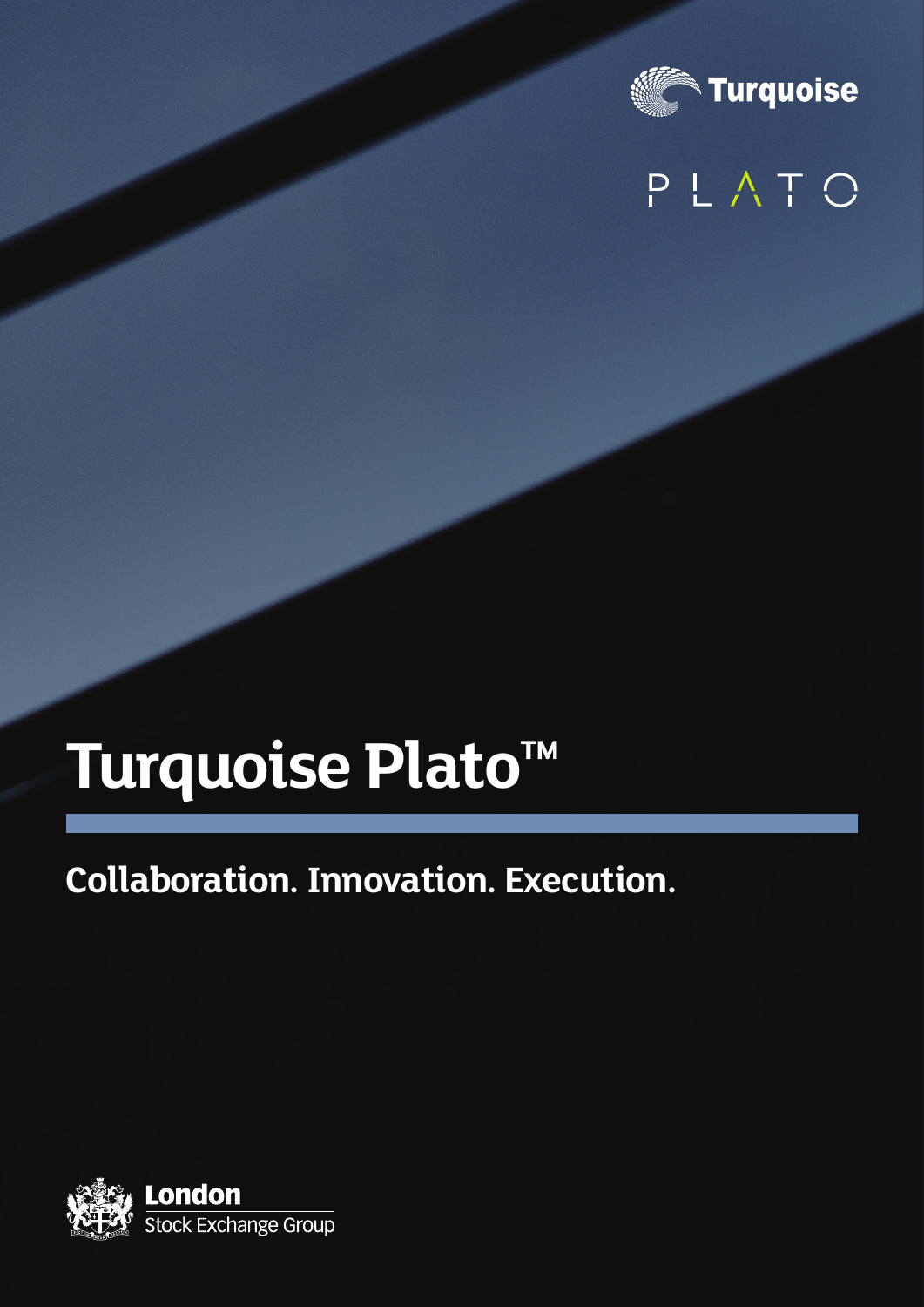Turquoise

PLATO

# Turquoise Plato™

## Collaboration. Innovation. Execution.

London Stock Exchange Group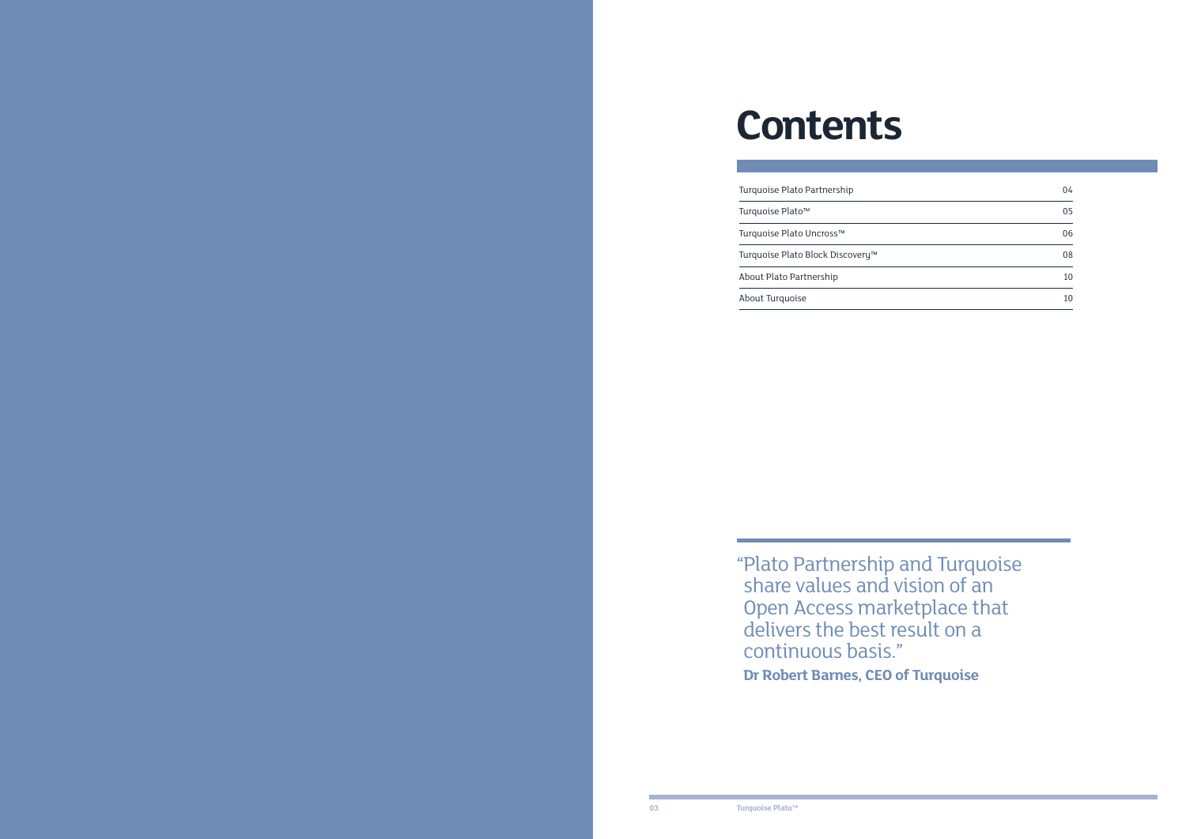# Contents

| | |
|---|---|
| Turquoise Plato Partnership | 04 |
| Turquoise Plato™ | 05 |
| Turquoise Plato Uncross™ | 06 |
| Turquoise Plato Block Discovery™ | 08 |
| About Plato Partnership | 10 |
| About Turquoise | 10 |

"Plato Partnership and Turquoise share values and vision of an Open Access marketplace that delivers the best result on a continuous basis."

**Dr Robert Barnes, CEO of Turquoise**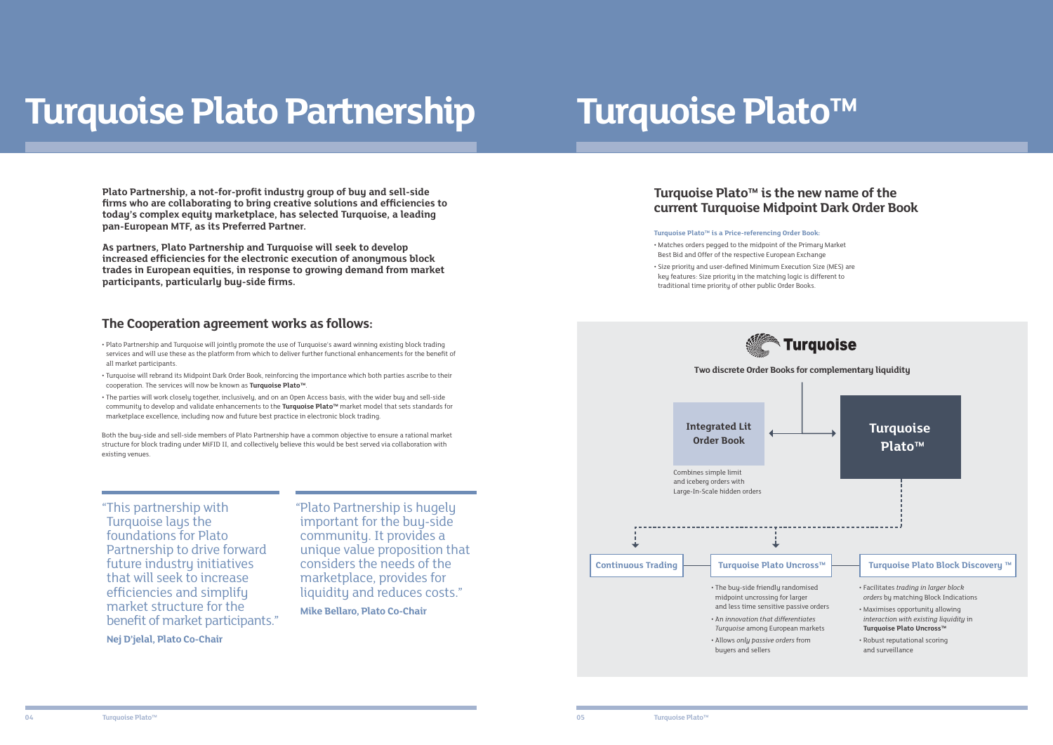# Turquoise Plato Partnership

**Plato Partnership, a not-for-profit industry group of buy and sell-side firms who are collaborating to bring creative solutions and efficiencies to today's complex equity marketplace, has selected Turquoise, a leading pan-European MTF, as its Preferred Partner.**

**As partners, Plato Partnership and Turquoise will seek to develop increased efficiencies for the electronic execution of anonymous block trades in European equities, in response to growing demand from market participants, particularly buy-side firms.**

## The Cooperation agreement works as follows:

- Plato Partnership and Turquoise will jointly promote the use of Turquoise's award winning existing block trading services and will use these as the platform from which to deliver further functional enhancements for the benefit of all market participants.
- Turquoise will rebrand its Midpoint Dark Order Book, reinforcing the importance which both parties ascribe to their cooperation. The services will now be known as **Turquoise Plato™**.
- The parties will work closely together, inclusively, and on an Open Access basis, with the wider buy and sell-side community to develop and validate enhancements to the **Turquoise Plato™** market model that sets standards for marketplace excellence, including now and future best practice in electronic block trading.

Both the buy-side and sell-side members of Plato Partnership have a common objective to ensure a rational market structure for block trading under MiFID II, and collectively believe this would be best served via collaboration with existing venues.

"This partnership with Turquoise lays the foundations for Plato Partnership to drive forward future industry initiatives that will seek to increase efficiencies and simplify market structure for the benefit of market participants."

**Nej D'jelal, Plato Co-Chair**

"Plato Partnership is hugely important for the buy-side community. It provides a unique value proposition that considers the needs of the marketplace, provides for liquidity and reduces costs."

**Mike Bellaro, Plato Co-Chair**

# Turquoise Plato™

## Turquoise Plato™ is the new name of the current Turquoise Midpoint Dark Order Book

**Turquoise Plato™ is a Price-referencing Order Book:**

- Matches orders pegged to the midpoint of the Primary Market Best Bid and Offer of the respective European Exchange
- Size priority and user-defined Minimum Execution Size (MES) are key features: Size priority in the matching logic is different to traditional time priority of other public Order Books.

**Turquoise**

**Two discrete Order Books for complementary liquidity**

**Integrated Lit Order Book**

Combines simple limit and iceberg orders with Large-In-Scale hidden orders

**Turquoise Plato™**

**Continuous Trading**

**Turquoise Plato Uncross™**

- The buy-side friendly randomised midpoint uncrossing for larger and less time sensitive passive orders
- An *innovation that differentiates Turquoise* among European markets
- Allows *only passive orders* from buyers and sellers

**Turquoise Plato Block Discovery ™**

- Facilitates *trading in larger block orders* by matching Block Indications
- Maximises opportunity allowing *interaction with existing liquidity* in **Turquoise Plato Uncross™**
- Robust reputational scoring and surveillance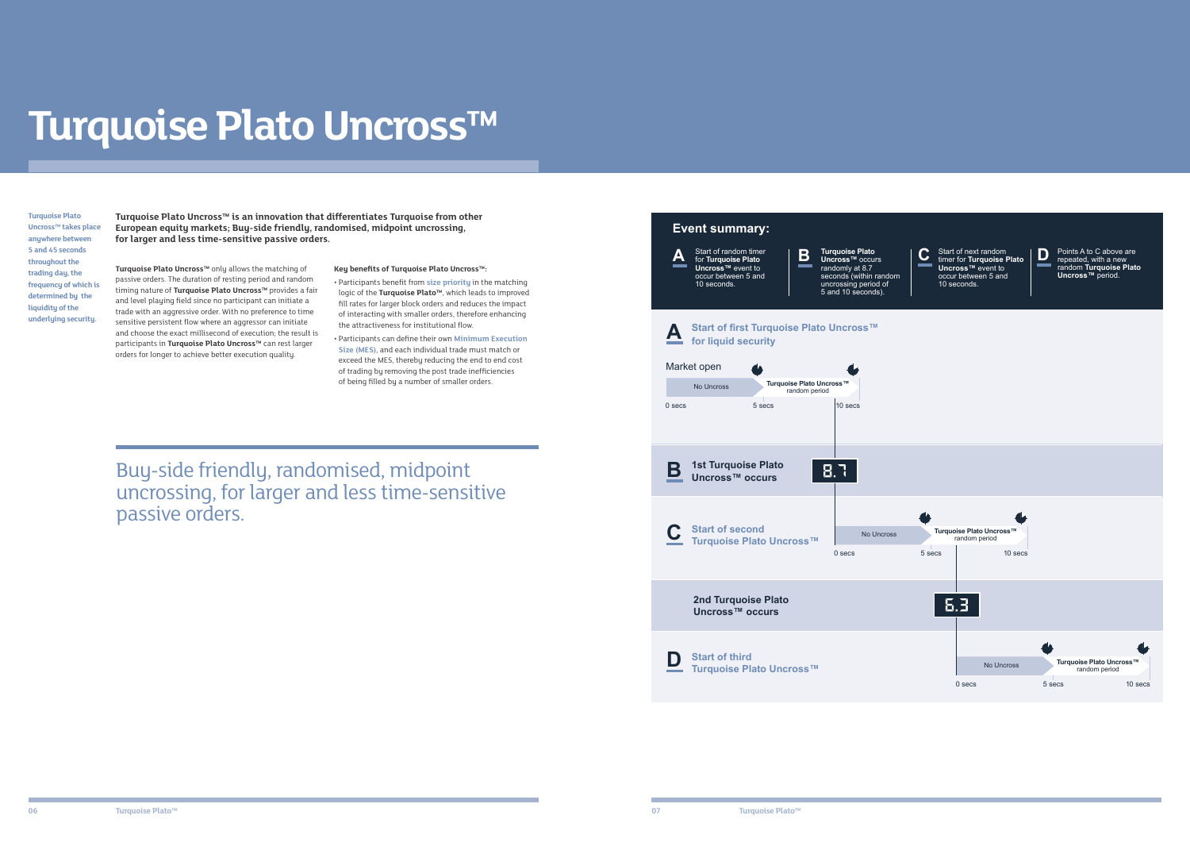# Turquoise Plato Uncross™

Turquoise Plato Uncross™ takes place anywhere between 5 and 45 seconds throughout the trading day, the frequency of which is determined by the liquidity of the underlying security.

**Turquoise Plato Uncross™ is an innovation that differentiates Turquoise from other European equity markets; Buy-side friendly, randomised, midpoint uncrossing, for larger and less time-sensitive passive orders.**

**Turquoise Plato Uncross™** only allows the matching of passive orders. The duration of resting period and random timing nature of **Turquoise Plato Uncross™** provides a fair and level playing field since no participant can initiate a trade with an aggressive order. With no preference to time sensitive persistent flow where an aggressor can initiate and choose the exact millisecond of execution; the result is participants in **Turquoise Plato Uncross™** can rest larger orders for longer to achieve better execution quality.

**Key benefits of Turquoise Plato Uncross™:**

- Participants benefit from size priority in the matching logic of the **Turquoise Plato™**, which leads to improved fill rates for larger block orders and reduces the impact of interacting with smaller orders, therefore enhancing the attractiveness for institutional flow.
- Participants can define their own Minimum Execution Size (MES), and each individual trade must match or exceed the MES, thereby reducing the end to end cost of trading by removing the post trade inefficiencies of being filled by a number of smaller orders.

Buy-side friendly, randomised, midpoint uncrossing, for larger and less time-sensitive passive orders.

## Event summary:

**A** Start of random timer for **Turquoise Plato Uncross™** event to occur between 5 and 10 seconds.

**B** **Turquoise Plato Uncross™** occurs randomly at 8.7 seconds (within random uncrossing period of 5 and 10 seconds).

**C** Start of next random timer for **Turquoise Plato Uncross™** event to occur between 5 and 10 seconds.

**D** Points A to C above are repeated, with a new random **Turquoise Plato Uncross™** period.

**A** Start of first Turquoise Plato Uncross™ for liquid security

Market open

No Uncross | Turquoise Plato Uncross™ random period

0 secs — 5 secs — 10 secs

**B** **1st Turquoise Plato Uncross™ occurs** — 8.7

**C** Start of second Turquoise Plato Uncross™

No Uncross | Turquoise Plato Uncross™ random period

0 secs — 5 secs — 10 secs

**2nd Turquoise Plato Uncross™ occurs** — 6.3

**D** Start of third Turquoise Plato Uncross™

No Uncross | Turquoise Plato Uncross™ random period

0 secs — 5 secs — 10 secs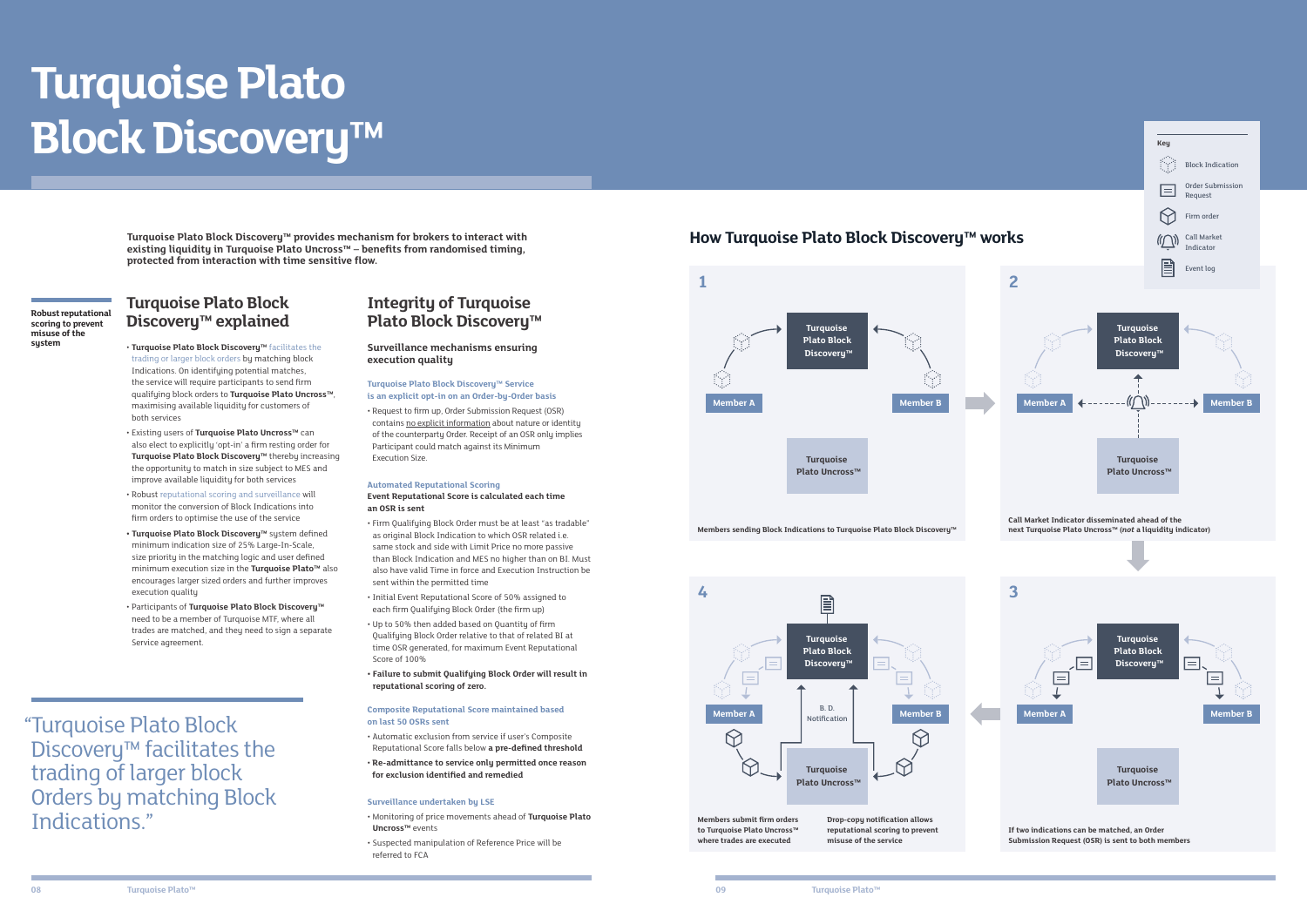# Turquoise Plato Block Discovery™

**Turquoise Plato Block Discovery™ provides mechanism for brokers to interact with existing liquidity in Turquoise Plato Uncross™ – benefits from randomised timing, protected from interaction with time sensitive flow.**

**Robust reputational scoring to prevent misuse of the system**

## Turquoise Plato Block Discovery™ explained

- **Turquoise Plato Block Discovery™** facilitates the trading or larger block orders by matching block Indications. On identifying potential matches, the service will require participants to send firm qualifying block orders to **Turquoise Plato Uncross™**, maximising available liquidity for customers of both services
- Existing users of **Turquoise Plato Uncross™** can also elect to explicitly 'opt-in' a firm resting order for **Turquoise Plato Block Discovery™** thereby increasing the opportunity to match in size subject to MES and improve available liquidity for both services
- Robust reputational scoring and surveillance will monitor the conversion of Block Indications into firm orders to optimise the use of the service
- **Turquoise Plato Block Discovery™** system defined minimum indication size of 25% Large-In-Scale, size priority in the matching logic and user defined minimum execution size in the **Turquoise Plato™** also encourages larger sized orders and further improves execution quality
- Participants of **Turquoise Plato Block Discovery™** need to be a member of Turquoise MTF, where all trades are matched, and they need to sign a separate Service agreement.

"Turquoise Plato Block Discovery™ facilitates the trading of larger block Orders by matching Block Indications."

## Integrity of Turquoise Plato Block Discovery™

**Surveillance mechanisms ensuring execution quality**

**Turquoise Plato Block Discovery™ Service is an explicit opt-in on an Order-by-Order basis**

- Request to firm up, Order Submission Request (OSR) contains no explicit information about nature or identity of the counterparty Order. Receipt of an OSR only implies Participant could match against its Minimum Execution Size.

**Automated Reputational Scoring**

**Event Reputational Score is calculated each time an OSR is sent**

- Firm Qualifying Block Order must be at least "as tradable" as original Block Indication to which OSR related i.e. same stock and side with Limit Price no more passive than Block Indication and MES no higher than on BI. Must also have valid Time in force and Execution Instruction be sent within the permitted time
- Initial Event Reputational Score of 50% assigned to each firm Qualifying Block Order (the firm up)
- Up to 50% then added based on Quantity of firm Qualifying Block Order relative to that of related BI at time OSR generated, for maximum Event Reputational Score of 100%
- **Failure to submit Qualifying Block Order will result in reputational scoring of zero.**

**Composite Reputational Score maintained based on last 50 OSRs sent**

- Automatic exclusion from service if user's Composite Reputational Score falls below **a pre-defined threshold**
- **Re-admittance to service only permitted once reason for exclusion identified and remedied**

**Surveillance undertaken by LSE**

- Monitoring of price movements ahead of **Turquoise Plato Uncross™** events
- Suspected manipulation of Reference Price will be referred to FCA

## How Turquoise Plato Block Discovery™ works

Key: Block Indication; Order Submission Request; Firm order; Call Market Indicator; Event log

**1** – Members sending Block Indications to Turquoise Plato Block Discovery™

**2** – Call Market Indicator disseminated ahead of the next Turquoise Plato Uncross™ (*not* a liquidity indicator)

**3** – If two indications can be matched, an Order Submission Request (OSR) is sent to both members

**4** – Members submit firm orders to Turquoise Plato Uncross™ where trades are executed. Drop-copy notification allows reputational scoring to prevent misuse of the service (B. D. Notification)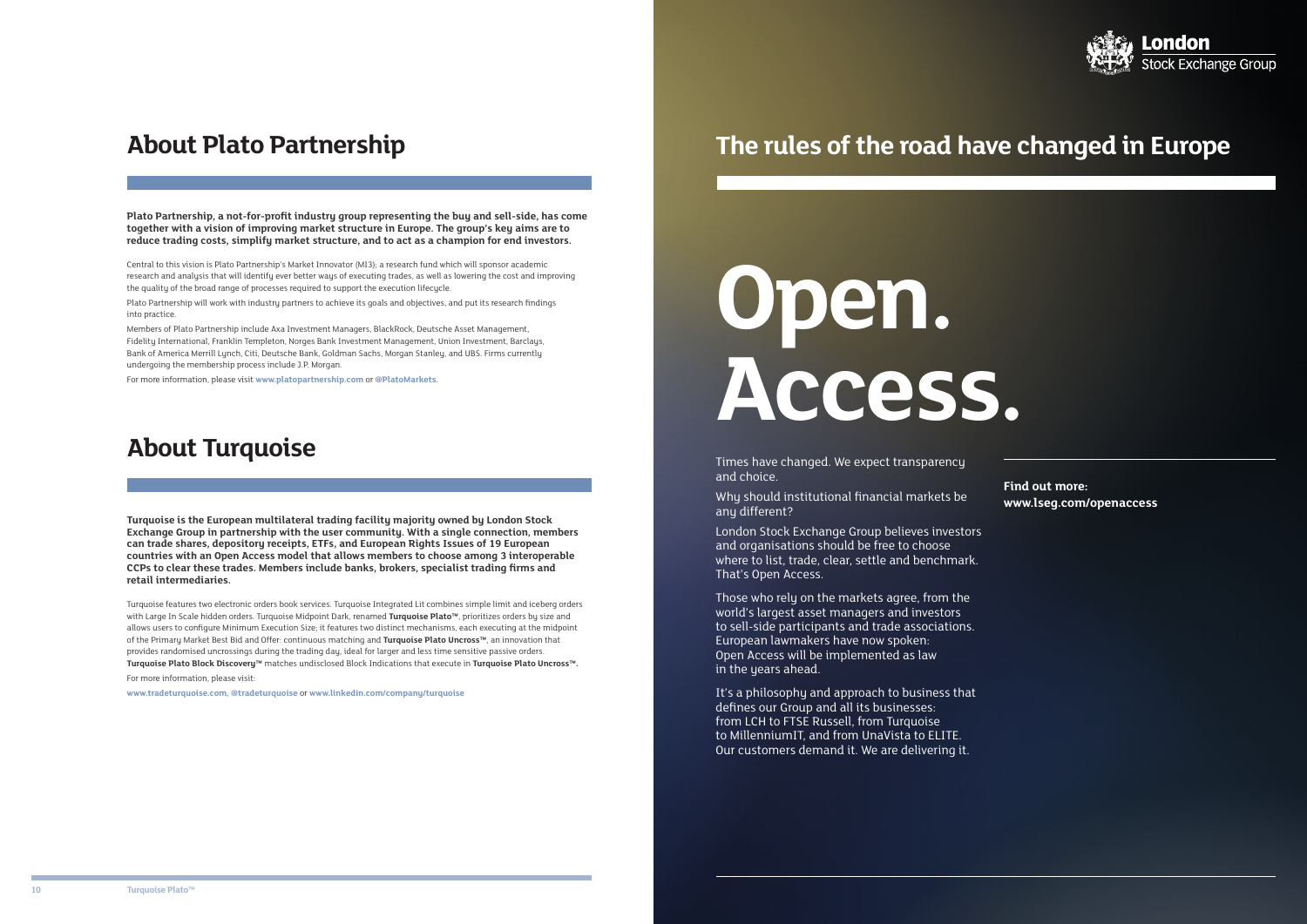## About Plato Partnership

**Plato Partnership, a not-for-profit industry group representing the buy and sell-side, has come together with a vision of improving market structure in Europe. The group's key aims are to reduce trading costs, simplify market structure, and to act as a champion for end investors.**

Central to this vision is Plato Partnership's Market Innovator (MI3); a research fund which will sponsor academic research and analysis that will identify ever better ways of executing trades, as well as lowering the cost and improving the quality of the broad range of processes required to support the execution lifecycle.

Plato Partnership will work with industry partners to achieve its goals and objectives, and put its research findings into practice.

Members of Plato Partnership include Axa Investment Managers, BlackRock, Deutsche Asset Management, Fidelity International, Franklin Templeton, Norges Bank Investment Management, Union Investment, Barclays, Bank of America Merrill Lynch, Citi, Deutsche Bank, Goldman Sachs, Morgan Stanley, and UBS. Firms currently undergoing the membership process include J.P. Morgan.

For more information, please visit www.platopartnership.com or @PlatoMarkets.

## About Turquoise

**Turquoise is the European multilateral trading facility majority owned by London Stock Exchange Group in partnership with the user community. With a single connection, members can trade shares, depository receipts, ETFs, and European Rights Issues of 19 European countries with an Open Access model that allows members to choose among 3 interoperable CCPs to clear these trades. Members include banks, brokers, specialist trading firms and retail intermediaries.**

Turquoise features two electronic orders book services. Turquoise Integrated Lit combines simple limit and iceberg orders with Large In Scale hidden orders. Turquoise Midpoint Dark, renamed **Turquoise Plato™**, prioritizes orders by size and allows users to configure Minimum Execution Size; it features two distinct mechanisms, each executing at the midpoint of the Primary Market Best Bid and Offer: continuous matching and **Turquoise Plato Uncross™**, an innovation that provides randomised uncrossings during the trading day, ideal for larger and less time sensitive passive orders. **Turquoise Plato Block Discovery™** matches undisclosed Block Indications that execute in **Turquoise Plato Uncross™.**

For more information, please visit:

www.tradeturquoise.com, @tradeturquoise or www.linkedin.com/company/turquoise

London Stock Exchange Group

## The rules of the road have changed in Europe

# Open. Access.

Times have changed. We expect transparency and choice.

Why should institutional financial markets be any different?

London Stock Exchange Group believes investors and organisations should be free to choose where to list, trade, clear, settle and benchmark. That's Open Access.

Those who rely on the markets agree, from the world's largest asset managers and investors to sell-side participants and trade associations. European lawmakers have now spoken: Open Access will be implemented as law in the years ahead.

It's a philosophy and approach to business that defines our Group and all its businesses: from LCH to FTSE Russell, from Turquoise to MillenniumIT, and from UnaVista to ELITE. Our customers demand it. We are delivering it.

**Find out more:**
**www.lseg.com/openaccess**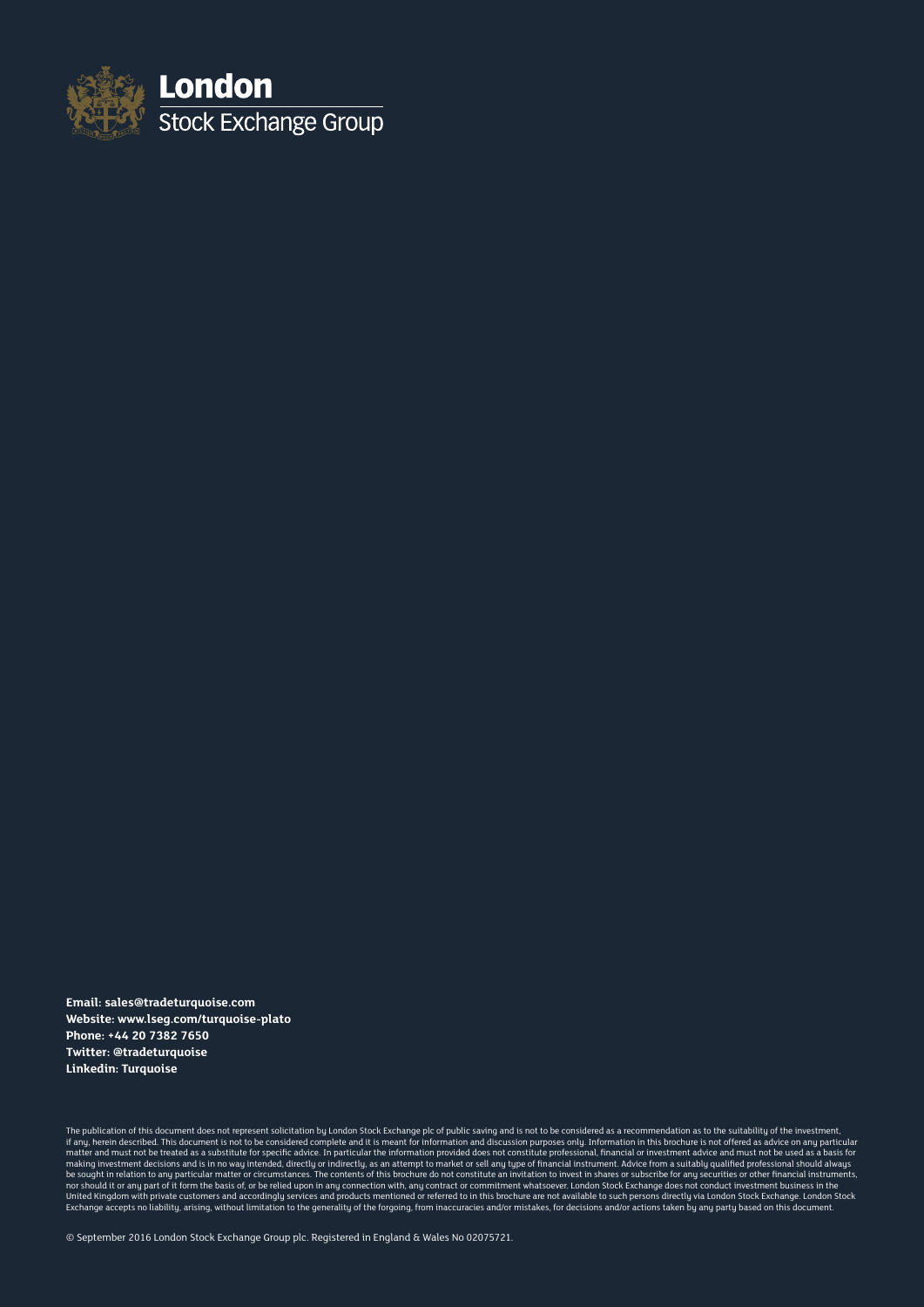**London**
Stock Exchange Group

**Email: sales@tradeturquoise.com**
**Website: www.lseg.com/turquoise-plato**
**Phone: +44 20 7382 7650**
**Twitter: @tradeturquoise**
**Linkedin: Turquoise**

The publication of this document does not represent solicitation by London Stock Exchange plc of public saving and is not to be considered as a recommendation as to the suitability of the investment, if any, herein described. This document is not to be considered complete and it is meant for information and discussion purposes only. Information in this brochure is not offered as advice on any particular matter and must not be treated as a substitute for specific advice. In particular the information provided does not constitute professional, financial or investment advice and must not be used as a basis for making investment decisions and is in no way intended, directly or indirectly, as an attempt to market or sell any type of financial instrument. Advice from a suitably qualified professional should always be sought in relation to any particular matter or circumstances. The contents of this brochure do not constitute an invitation to invest in shares or subscribe for any securities or other financial instruments, nor should it or any part of it form the basis of, or be relied upon in any connection with, any contract or commitment whatsoever. London Stock Exchange does not conduct investment business in the United Kingdom with private customers and accordingly services and products mentioned or referred to in this brochure are not available to such persons directly via London Stock Exchange. London Stock Exchange accepts no liability, arising, without limitation to the generality of the forgoing, from inaccuracies and/or mistakes, for decisions and/or actions taken by any party based on this document.

© September 2016 London Stock Exchange Group plc. Registered in England & Wales No 02075721.